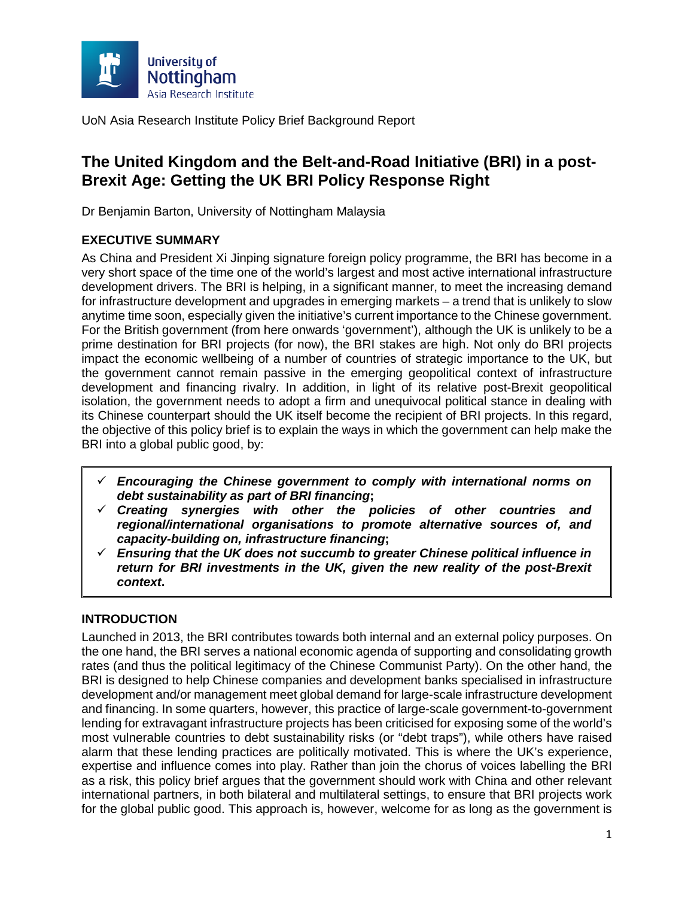University of Nottingham Asia Research Institute

UoN Asia Research Institute Policy Brief Background Report

# The United Kingdom and the Belt-and-Road Initiative (BRI) in a post-Brexit Age: Getting the UK BRI Policy Response Right

Dr Benjamin Barton, University of Nottingham Malaysia

## EXECUTIVE SUMMARY

As China and President Xi Jinping signature foreign policy programme, the BRI has become in a very short space of the time one of the world's largest and most active international infrastructure development drivers. The BRI is helping, in a significant manner, to meet the increasing demand for infrastructure development and upgrades in emerging markets – a trend that is unlikely to slow anytime time soon, especially given the initiative's current importance to the Chinese government. For the British government (from here onwards 'government'), although the UK is unlikely to be a prime destination for BRI projects (for now), the BRI stakes are high. Not only do BRI projects impact the economic wellbeing of a number of countries of strategic importance to the UK, but the government cannot remain passive in the emerging geopolitical context of infrastructure development and financing rivalry. In addition, in light of its relative post-Brexit geopolitical isolation, the government needs to adopt a firm and unequivocal political stance in dealing with its Chinese counterpart should the UK itself become the recipient of BRI projects. In this regard, the objective of this policy brief is to explain the ways in which the government can help make the BRI into a global public good, by:

- ✓ ***Encouraging the Chinese government to comply with international norms on debt sustainability as part of BRI financing*;**
- ✓ ***Creating synergies with other the policies of other countries and regional/international organisations to promote alternative sources of, and capacity-building on, infrastructure financing*;**
- ✓ ***Ensuring that the UK does not succumb to greater Chinese political influence in return for BRI investments in the UK, given the new reality of the post-Brexit context*.**

## INTRODUCTION

Launched in 2013, the BRI contributes towards both internal and an external policy purposes. On the one hand, the BRI serves a national economic agenda of supporting and consolidating growth rates (and thus the political legitimacy of the Chinese Communist Party). On the other hand, the BRI is designed to help Chinese companies and development banks specialised in infrastructure development and/or management meet global demand for large-scale infrastructure development and financing. In some quarters, however, this practice of large-scale government-to-government lending for extravagant infrastructure projects has been criticised for exposing some of the world's most vulnerable countries to debt sustainability risks (or "debt traps"), while others have raised alarm that these lending practices are politically motivated. This is where the UK's experience, expertise and influence comes into play. Rather than join the chorus of voices labelling the BRI as a risk, this policy brief argues that the government should work with China and other relevant international partners, in both bilateral and multilateral settings, to ensure that BRI projects work for the global public good. This approach is, however, welcome for as long as the government is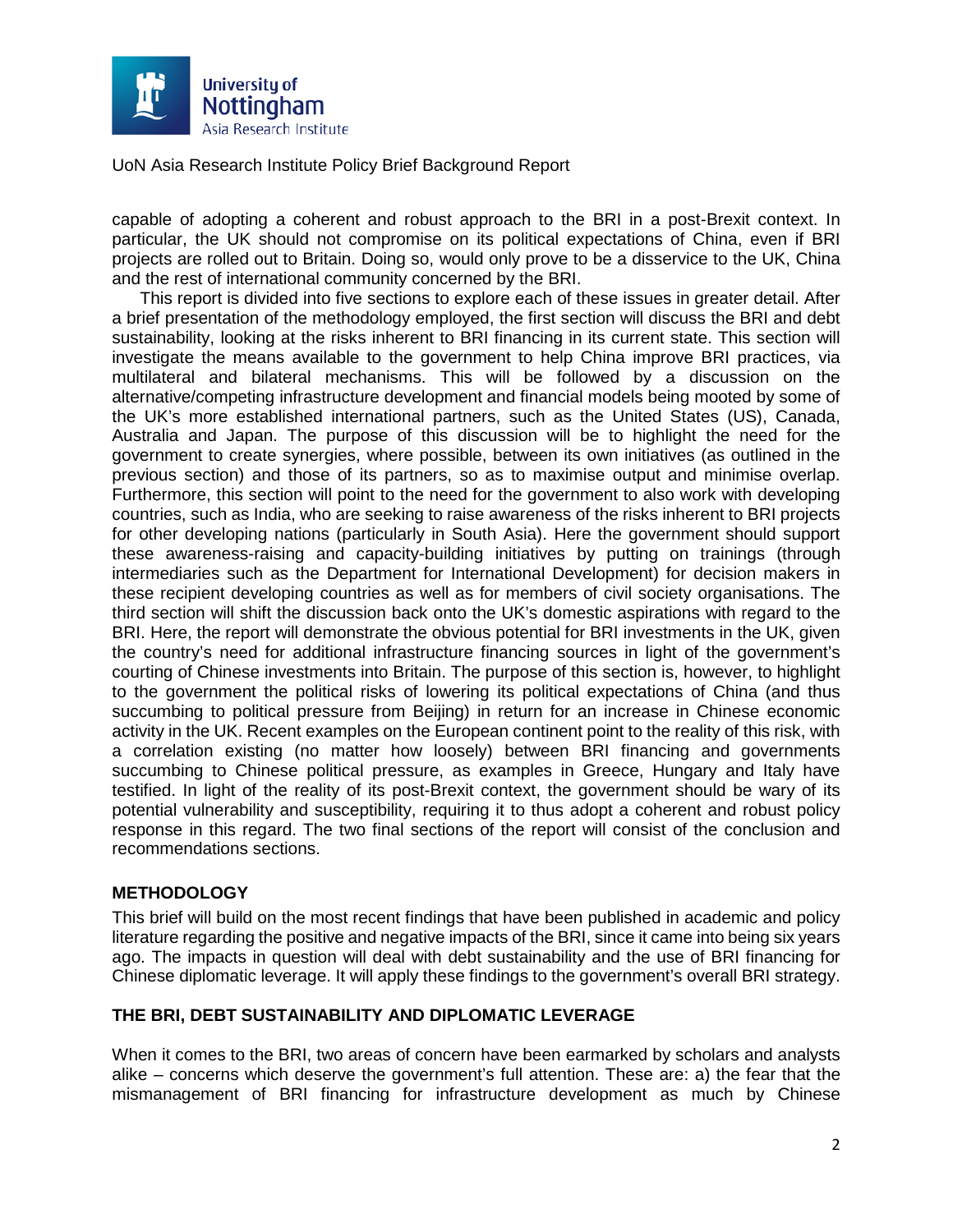capable of adopting a coherent and robust approach to the BRI in a post-Brexit context. In particular, the UK should not compromise on its political expectations of China, even if BRI projects are rolled out to Britain. Doing so, would only prove to be a disservice to the UK, China and the rest of international community concerned by the BRI.

This report is divided into five sections to explore each of these issues in greater detail. After a brief presentation of the methodology employed, the first section will discuss the BRI and debt sustainability, looking at the risks inherent to BRI financing in its current state. This section will investigate the means available to the government to help China improve BRI practices, via multilateral and bilateral mechanisms. This will be followed by a discussion on the alternative/competing infrastructure development and financial models being mooted by some of the UK's more established international partners, such as the United States (US), Canada, Australia and Japan. The purpose of this discussion will be to highlight the need for the government to create synergies, where possible, between its own initiatives (as outlined in the previous section) and those of its partners, so as to maximise output and minimise overlap. Furthermore, this section will point to the need for the government to also work with developing countries, such as India, who are seeking to raise awareness of the risks inherent to BRI projects for other developing nations (particularly in South Asia). Here the government should support these awareness-raising and capacity-building initiatives by putting on trainings (through intermediaries such as the Department for International Development) for decision makers in these recipient developing countries as well as for members of civil society organisations. The third section will shift the discussion back onto the UK's domestic aspirations with regard to the BRI. Here, the report will demonstrate the obvious potential for BRI investments in the UK, given the country's need for additional infrastructure financing sources in light of the government's courting of Chinese investments into Britain. The purpose of this section is, however, to highlight to the government the political risks of lowering its political expectations of China (and thus succumbing to political pressure from Beijing) in return for an increase in Chinese economic activity in the UK. Recent examples on the European continent point to the reality of this risk, with a correlation existing (no matter how loosely) between BRI financing and governments succumbing to Chinese political pressure, as examples in Greece, Hungary and Italy have testified. In light of the reality of its post-Brexit context, the government should be wary of its potential vulnerability and susceptibility, requiring it to thus adopt a coherent and robust policy response in this regard. The two final sections of the report will consist of the conclusion and recommendations sections.

## METHODOLOGY

This brief will build on the most recent findings that have been published in academic and policy literature regarding the positive and negative impacts of the BRI, since it came into being six years ago. The impacts in question will deal with debt sustainability and the use of BRI financing for Chinese diplomatic leverage. It will apply these findings to the government's overall BRI strategy.

## THE BRI, DEBT SUSTAINABILITY AND DIPLOMATIC LEVERAGE

When it comes to the BRI, two areas of concern have been earmarked by scholars and analysts alike – concerns which deserve the government's full attention. These are: a) the fear that the mismanagement of BRI financing for infrastructure development as much by Chinese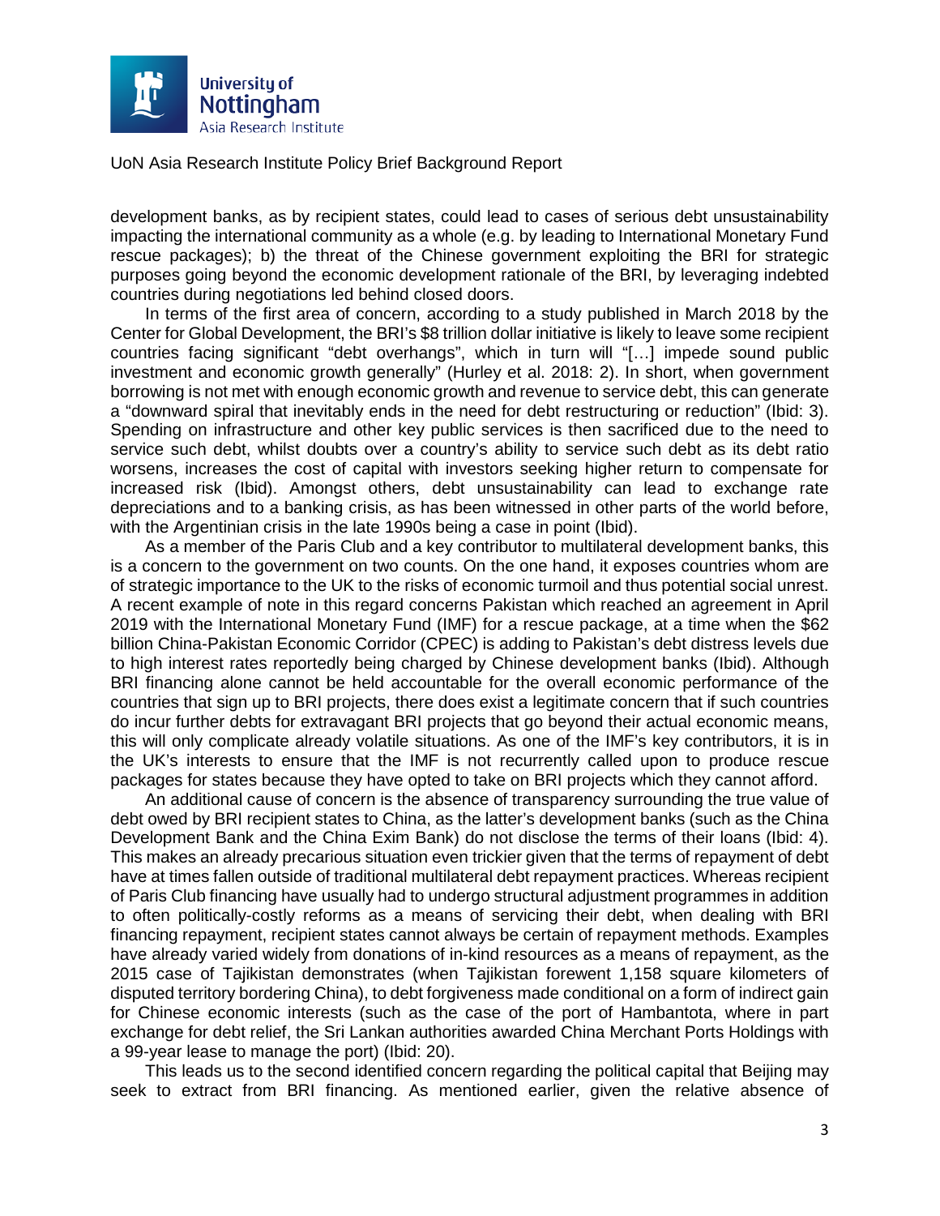development banks, as by recipient states, could lead to cases of serious debt unsustainability impacting the international community as a whole (e.g. by leading to International Monetary Fund rescue packages); b) the threat of the Chinese government exploiting the BRI for strategic purposes going beyond the economic development rationale of the BRI, by leveraging indebted countries during negotiations led behind closed doors.

In terms of the first area of concern, according to a study published in March 2018 by the Center for Global Development, the BRI's $8 trillion dollar initiative is likely to leave some recipient countries facing significant "debt overhangs", which in turn will "[…] impede sound public investment and economic growth generally" (Hurley et al. 2018: 2). In short, when government borrowing is not met with enough economic growth and revenue to service debt, this can generate a "downward spiral that inevitably ends in the need for debt restructuring or reduction" (Ibid: 3). Spending on infrastructure and other key public services is then sacrificed due to the need to service such debt, whilst doubts over a country's ability to service such debt as its debt ratio worsens, increases the cost of capital with investors seeking higher return to compensate for increased risk (Ibid). Amongst others, debt unsustainability can lead to exchange rate depreciations and to a banking crisis, as has been witnessed in other parts of the world before, with the Argentinian crisis in the late 1990s being a case in point (Ibid).

As a member of the Paris Club and a key contributor to multilateral development banks, this is a concern to the government on two counts. On the one hand, it exposes countries whom are of strategic importance to the UK to the risks of economic turmoil and thus potential social unrest. A recent example of note in this regard concerns Pakistan which reached an agreement in April 2019 with the International Monetary Fund (IMF) for a rescue package, at a time when the $62 billion China-Pakistan Economic Corridor (CPEC) is adding to Pakistan's debt distress levels due to high interest rates reportedly being charged by Chinese development banks (Ibid). Although BRI financing alone cannot be held accountable for the overall economic performance of the countries that sign up to BRI projects, there does exist a legitimate concern that if such countries do incur further debts for extravagant BRI projects that go beyond their actual economic means, this will only complicate already volatile situations. As one of the IMF's key contributors, it is in the UK's interests to ensure that the IMF is not recurrently called upon to produce rescue packages for states because they have opted to take on BRI projects which they cannot afford.

An additional cause of concern is the absence of transparency surrounding the true value of debt owed by BRI recipient states to China, as the latter's development banks (such as the China Development Bank and the China Exim Bank) do not disclose the terms of their loans (Ibid: 4). This makes an already precarious situation even trickier given that the terms of repayment of debt have at times fallen outside of traditional multilateral debt repayment practices. Whereas recipient of Paris Club financing have usually had to undergo structural adjustment programmes in addition to often politically-costly reforms as a means of servicing their debt, when dealing with BRI financing repayment, recipient states cannot always be certain of repayment methods. Examples have already varied widely from donations of in-kind resources as a means of repayment, as the 2015 case of Tajikistan demonstrates (when Tajikistan forewent 1,158 square kilometers of disputed territory bordering China), to debt forgiveness made conditional on a form of indirect gain for Chinese economic interests (such as the case of the port of Hambantota, where in part exchange for debt relief, the Sri Lankan authorities awarded China Merchant Ports Holdings with a 99-year lease to manage the port) (Ibid: 20).

This leads us to the second identified concern regarding the political capital that Beijing may seek to extract from BRI financing. As mentioned earlier, given the relative absence of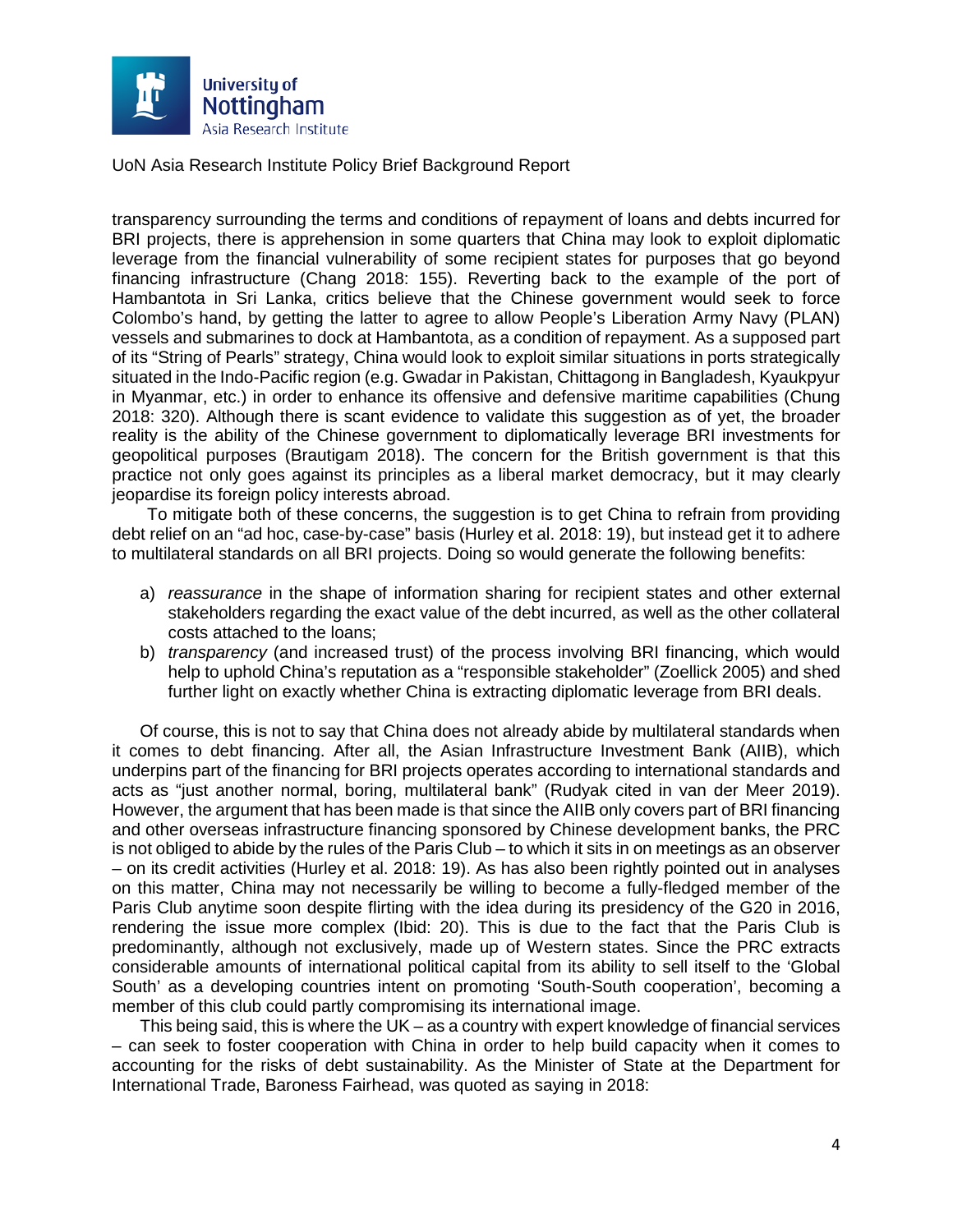transparency surrounding the terms and conditions of repayment of loans and debts incurred for BRI projects, there is apprehension in some quarters that China may look to exploit diplomatic leverage from the financial vulnerability of some recipient states for purposes that go beyond financing infrastructure (Chang 2018: 155). Reverting back to the example of the port of Hambantota in Sri Lanka, critics believe that the Chinese government would seek to force Colombo's hand, by getting the latter to agree to allow People's Liberation Army Navy (PLAN) vessels and submarines to dock at Hambantota, as a condition of repayment. As a supposed part of its "String of Pearls" strategy, China would look to exploit similar situations in ports strategically situated in the Indo-Pacific region (e.g. Gwadar in Pakistan, Chittagong in Bangladesh, Kyaukpyur in Myanmar, etc.) in order to enhance its offensive and defensive maritime capabilities (Chung 2018: 320). Although there is scant evidence to validate this suggestion as of yet, the broader reality is the ability of the Chinese government to diplomatically leverage BRI investments for geopolitical purposes (Brautigam 2018). The concern for the British government is that this practice not only goes against its principles as a liberal market democracy, but it may clearly jeopardise its foreign policy interests abroad.

To mitigate both of these concerns, the suggestion is to get China to refrain from providing debt relief on an "ad hoc, case-by-case" basis (Hurley et al. 2018: 19), but instead get it to adhere to multilateral standards on all BRI projects. Doing so would generate the following benefits:

a) *reassurance* in the shape of information sharing for recipient states and other external stakeholders regarding the exact value of the debt incurred, as well as the other collateral costs attached to the loans;
b) *transparency* (and increased trust) of the process involving BRI financing, which would help to uphold China's reputation as a "responsible stakeholder" (Zoellick 2005) and shed further light on exactly whether China is extracting diplomatic leverage from BRI deals.

Of course, this is not to say that China does not already abide by multilateral standards when it comes to debt financing. After all, the Asian Infrastructure Investment Bank (AIIB), which underpins part of the financing for BRI projects operates according to international standards and acts as "just another normal, boring, multilateral bank" (Rudyak cited in van der Meer 2019). However, the argument that has been made is that since the AIIB only covers part of BRI financing and other overseas infrastructure financing sponsored by Chinese development banks, the PRC is not obliged to abide by the rules of the Paris Club – to which it sits in on meetings as an observer – on its credit activities (Hurley et al. 2018: 19). As has also been rightly pointed out in analyses on this matter, China may not necessarily be willing to become a fully-fledged member of the Paris Club anytime soon despite flirting with the idea during its presidency of the G20 in 2016, rendering the issue more complex (Ibid: 20). This is due to the fact that the Paris Club is predominantly, although not exclusively, made up of Western states. Since the PRC extracts considerable amounts of international political capital from its ability to sell itself to the 'Global South' as a developing countries intent on promoting 'South-South cooperation', becoming a member of this club could partly compromising its international image.

This being said, this is where the UK – as a country with expert knowledge of financial services – can seek to foster cooperation with China in order to help build capacity when it comes to accounting for the risks of debt sustainability. As the Minister of State at the Department for International Trade, Baroness Fairhead, was quoted as saying in 2018: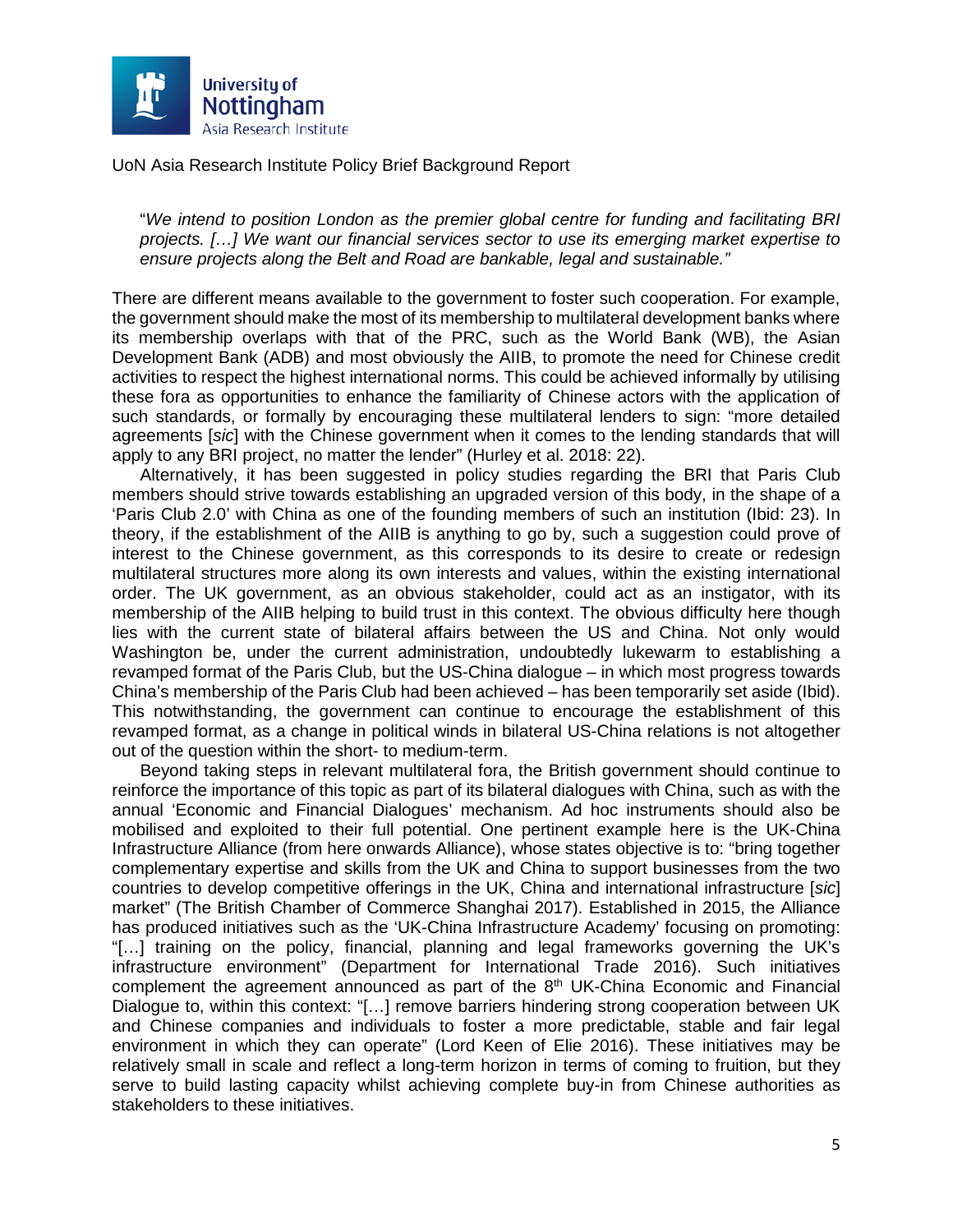"*We intend to position London as the premier global centre for funding and facilitating BRI projects. […] We want our financial services sector to use its emerging market expertise to ensure projects along the Belt and Road are bankable, legal and sustainable.*"

There are different means available to the government to foster such cooperation. For example, the government should make the most of its membership to multilateral development banks where its membership overlaps with that of the PRC, such as the World Bank (WB), the Asian Development Bank (ADB) and most obviously the AIIB, to promote the need for Chinese credit activities to respect the highest international norms. This could be achieved informally by utilising these fora as opportunities to enhance the familiarity of Chinese actors with the application of such standards, or formally by encouraging these multilateral lenders to sign: "more detailed agreements [*sic*] with the Chinese government when it comes to the lending standards that will apply to any BRI project, no matter the lender" (Hurley et al. 2018: 22).

Alternatively, it has been suggested in policy studies regarding the BRI that Paris Club members should strive towards establishing an upgraded version of this body, in the shape of a 'Paris Club 2.0' with China as one of the founding members of such an institution (Ibid: 23). In theory, if the establishment of the AIIB is anything to go by, such a suggestion could prove of interest to the Chinese government, as this corresponds to its desire to create or redesign multilateral structures more along its own interests and values, within the existing international order. The UK government, as an obvious stakeholder, could act as an instigator, with its membership of the AIIB helping to build trust in this context. The obvious difficulty here though lies with the current state of bilateral affairs between the US and China. Not only would Washington be, under the current administration, undoubtedly lukewarm to establishing a revamped format of the Paris Club, but the US-China dialogue – in which most progress towards China's membership of the Paris Club had been achieved – has been temporarily set aside (Ibid). This notwithstanding, the government can continue to encourage the establishment of this revamped format, as a change in political winds in bilateral US-China relations is not altogether out of the question within the short- to medium-term.

Beyond taking steps in relevant multilateral fora, the British government should continue to reinforce the importance of this topic as part of its bilateral dialogues with China, such as with the annual 'Economic and Financial Dialogues' mechanism. Ad hoc instruments should also be mobilised and exploited to their full potential. One pertinent example here is the UK-China Infrastructure Alliance (from here onwards Alliance), whose states objective is to: "bring together complementary expertise and skills from the UK and China to support businesses from the two countries to develop competitive offerings in the UK, China and international infrastructure [*sic*] market" (The British Chamber of Commerce Shanghai 2017). Established in 2015, the Alliance has produced initiatives such as the 'UK-China Infrastructure Academy' focusing on promoting: "[…] training on the policy, financial, planning and legal frameworks governing the UK's infrastructure environment" (Department for International Trade 2016). Such initiatives complement the agreement announced as part of the 8th UK-China Economic and Financial Dialogue to, within this context: "[…] remove barriers hindering strong cooperation between UK and Chinese companies and individuals to foster a more predictable, stable and fair legal environment in which they can operate" (Lord Keen of Elie 2016). These initiatives may be relatively small in scale and reflect a long-term horizon in terms of coming to fruition, but they serve to build lasting capacity whilst achieving complete buy-in from Chinese authorities as stakeholders to these initiatives.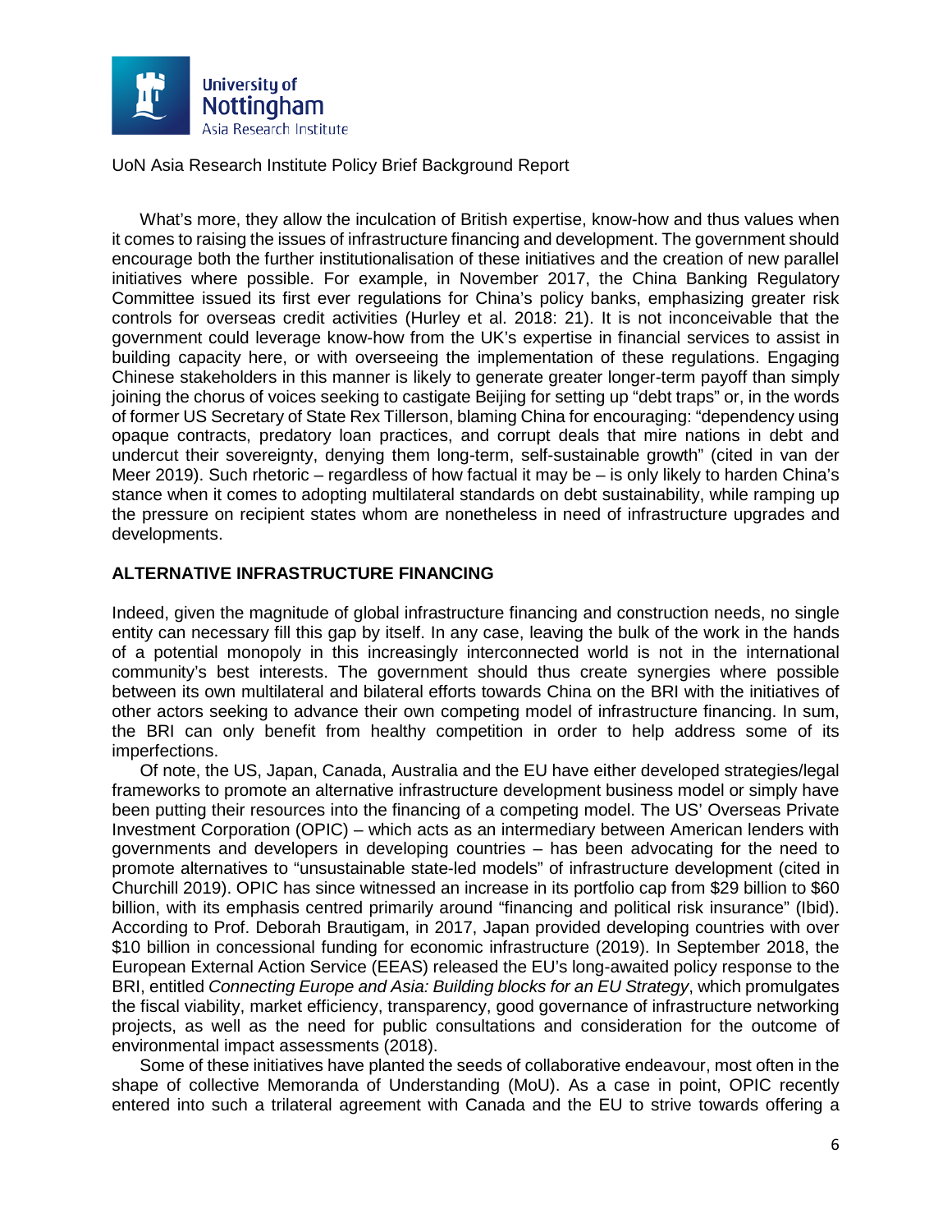What's more, they allow the inculcation of British expertise, know-how and thus values when it comes to raising the issues of infrastructure financing and development. The government should encourage both the further institutionalisation of these initiatives and the creation of new parallel initiatives where possible. For example, in November 2017, the China Banking Regulatory Committee issued its first ever regulations for China's policy banks, emphasizing greater risk controls for overseas credit activities (Hurley et al. 2018: 21). It is not inconceivable that the government could leverage know-how from the UK's expertise in financial services to assist in building capacity here, or with overseeing the implementation of these regulations. Engaging Chinese stakeholders in this manner is likely to generate greater longer-term payoff than simply joining the chorus of voices seeking to castigate Beijing for setting up "debt traps" or, in the words of former US Secretary of State Rex Tillerson, blaming China for encouraging: "dependency using opaque contracts, predatory loan practices, and corrupt deals that mire nations in debt and undercut their sovereignty, denying them long-term, self-sustainable growth" (cited in van der Meer 2019). Such rhetoric – regardless of how factual it may be – is only likely to harden China's stance when it comes to adopting multilateral standards on debt sustainability, while ramping up the pressure on recipient states whom are nonetheless in need of infrastructure upgrades and developments.

## ALTERNATIVE INFRASTRUCTURE FINANCING

Indeed, given the magnitude of global infrastructure financing and construction needs, no single entity can necessary fill this gap by itself. In any case, leaving the bulk of the work in the hands of a potential monopoly in this increasingly interconnected world is not in the international community's best interests. The government should thus create synergies where possible between its own multilateral and bilateral efforts towards China on the BRI with the initiatives of other actors seeking to advance their own competing model of infrastructure financing. In sum, the BRI can only benefit from healthy competition in order to help address some of its imperfections.

Of note, the US, Japan, Canada, Australia and the EU have either developed strategies/legal frameworks to promote an alternative infrastructure development business model or simply have been putting their resources into the financing of a competing model. The US' Overseas Private Investment Corporation (OPIC) – which acts as an intermediary between American lenders with governments and developers in developing countries – has been advocating for the need to promote alternatives to "unsustainable state-led models" of infrastructure development (cited in Churchill 2019). OPIC has since witnessed an increase in its portfolio cap from $29 billion to $60 billion, with its emphasis centred primarily around "financing and political risk insurance" (Ibid). According to Prof. Deborah Brautigam, in 2017, Japan provided developing countries with over $10 billion in concessional funding for economic infrastructure (2019). In September 2018, the European External Action Service (EEAS) released the EU's long-awaited policy response to the BRI, entitled *Connecting Europe and Asia: Building blocks for an EU Strategy*, which promulgates the fiscal viability, market efficiency, transparency, good governance of infrastructure networking projects, as well as the need for public consultations and consideration for the outcome of environmental impact assessments (2018).

Some of these initiatives have planted the seeds of collaborative endeavour, most often in the shape of collective Memoranda of Understanding (MoU). As a case in point, OPIC recently entered into such a trilateral agreement with Canada and the EU to strive towards offering a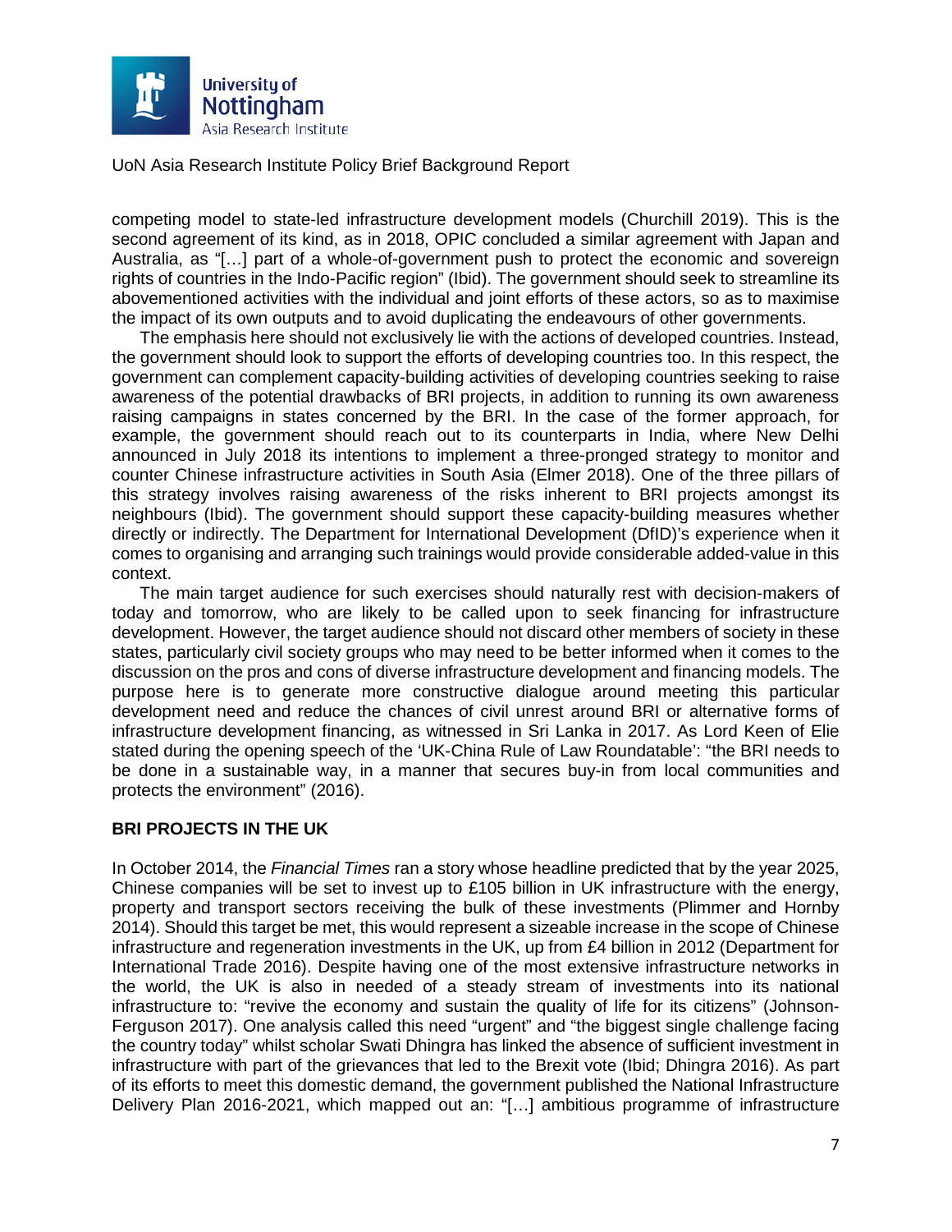competing model to state-led infrastructure development models (Churchill 2019). This is the second agreement of its kind, as in 2018, OPIC concluded a similar agreement with Japan and Australia, as "[…] part of a whole-of-government push to protect the economic and sovereign rights of countries in the Indo-Pacific region" (Ibid). The government should seek to streamline its abovementioned activities with the individual and joint efforts of these actors, so as to maximise the impact of its own outputs and to avoid duplicating the endeavours of other governments.

The emphasis here should not exclusively lie with the actions of developed countries. Instead, the government should look to support the efforts of developing countries too. In this respect, the government can complement capacity-building activities of developing countries seeking to raise awareness of the potential drawbacks of BRI projects, in addition to running its own awareness raising campaigns in states concerned by the BRI. In the case of the former approach, for example, the government should reach out to its counterparts in India, where New Delhi announced in July 2018 its intentions to implement a three-pronged strategy to monitor and counter Chinese infrastructure activities in South Asia (Elmer 2018). One of the three pillars of this strategy involves raising awareness of the risks inherent to BRI projects amongst its neighbours (Ibid). The government should support these capacity-building measures whether directly or indirectly. The Department for International Development (DfID)'s experience when it comes to organising and arranging such trainings would provide considerable added-value in this context.

The main target audience for such exercises should naturally rest with decision-makers of today and tomorrow, who are likely to be called upon to seek financing for infrastructure development. However, the target audience should not discard other members of society in these states, particularly civil society groups who may need to be better informed when it comes to the discussion on the pros and cons of diverse infrastructure development and financing models. The purpose here is to generate more constructive dialogue around meeting this particular development need and reduce the chances of civil unrest around BRI or alternative forms of infrastructure development financing, as witnessed in Sri Lanka in 2017. As Lord Keen of Elie stated during the opening speech of the 'UK-China Rule of Law Roundatable': "the BRI needs to be done in a sustainable way, in a manner that secures buy-in from local communities and protects the environment" (2016).

## BRI PROJECTS IN THE UK

In October 2014, the *Financial Times* ran a story whose headline predicted that by the year 2025, Chinese companies will be set to invest up to £105 billion in UK infrastructure with the energy, property and transport sectors receiving the bulk of these investments (Plimmer and Hornby 2014). Should this target be met, this would represent a sizeable increase in the scope of Chinese infrastructure and regeneration investments in the UK, up from £4 billion in 2012 (Department for International Trade 2016). Despite having one of the most extensive infrastructure networks in the world, the UK is also in needed of a steady stream of investments into its national infrastructure to: "revive the economy and sustain the quality of life for its citizens" (Johnson-Ferguson 2017). One analysis called this need "urgent" and "the biggest single challenge facing the country today" whilst scholar Swati Dhingra has linked the absence of sufficient investment in infrastructure with part of the grievances that led to the Brexit vote (Ibid; Dhingra 2016). As part of its efforts to meet this domestic demand, the government published the National Infrastructure Delivery Plan 2016-2021, which mapped out an: "[…] ambitious programme of infrastructure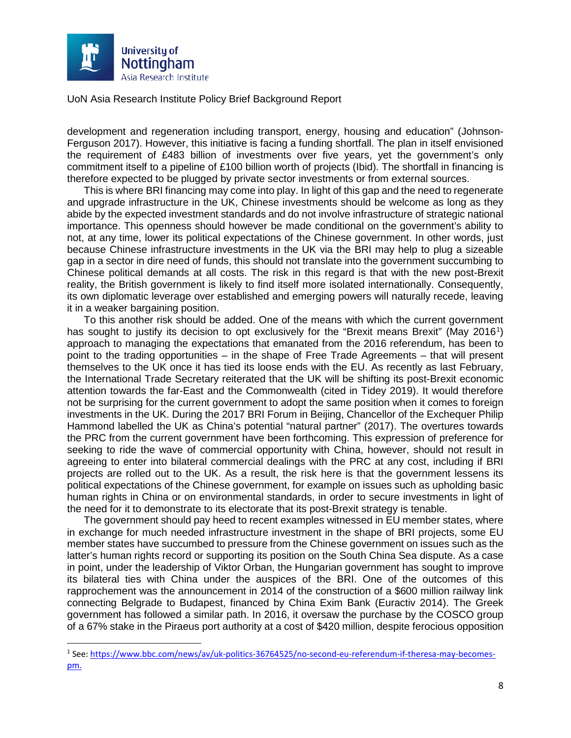development and regeneration including transport, energy, housing and education" (Johnson-Ferguson 2017). However, this initiative is facing a funding shortfall. The plan in itself envisioned the requirement of £483 billion of investments over five years, yet the government's only commitment itself to a pipeline of £100 billion worth of projects (Ibid). The shortfall in financing is therefore expected to be plugged by private sector investments or from external sources.

This is where BRI financing may come into play. In light of this gap and the need to regenerate and upgrade infrastructure in the UK, Chinese investments should be welcome as long as they abide by the expected investment standards and do not involve infrastructure of strategic national importance. This openness should however be made conditional on the government's ability to not, at any time, lower its political expectations of the Chinese government. In other words, just because Chinese infrastructure investments in the UK via the BRI may help to plug a sizeable gap in a sector in dire need of funds, this should not translate into the government succumbing to Chinese political demands at all costs. The risk in this regard is that with the new post-Brexit reality, the British government is likely to find itself more isolated internationally. Consequently, its own diplomatic leverage over established and emerging powers will naturally recede, leaving it in a weaker bargaining position.

To this another risk should be added. One of the means with which the current government has sought to justify its decision to opt exclusively for the "Brexit means Brexit" (May 2016[1]) approach to managing the expectations that emanated from the 2016 referendum, has been to point to the trading opportunities – in the shape of Free Trade Agreements – that will present themselves to the UK once it has tied its loose ends with the EU. As recently as last February, the International Trade Secretary reiterated that the UK will be shifting its post-Brexit economic attention towards the far-East and the Commonwealth (cited in Tidey 2019). It would therefore not be surprising for the current government to adopt the same position when it comes to foreign investments in the UK. During the 2017 BRI Forum in Beijing, Chancellor of the Exchequer Philip Hammond labelled the UK as China's potential "natural partner" (2017). The overtures towards the PRC from the current government have been forthcoming. This expression of preference for seeking to ride the wave of commercial opportunity with China, however, should not result in agreeing to enter into bilateral commercial dealings with the PRC at any cost, including if BRI projects are rolled out to the UK. As a result, the risk here is that the government lessens its political expectations of the Chinese government, for example on issues such as upholding basic human rights in China or on environmental standards, in order to secure investments in light of the need for it to demonstrate to its electorate that its post-Brexit strategy is tenable.

The government should pay heed to recent examples witnessed in EU member states, where in exchange for much needed infrastructure investment in the shape of BRI projects, some EU member states have succumbed to pressure from the Chinese government on issues such as the latter's human rights record or supporting its position on the South China Sea dispute. As a case in point, under the leadership of Viktor Orban, the Hungarian government has sought to improve its bilateral ties with China under the auspices of the BRI. One of the outcomes of this rapprochement was the announcement in 2014 of the construction of a $600 million railway link connecting Belgrade to Budapest, financed by China Exim Bank (Euractiv 2014). The Greek government has followed a similar path. In 2016, it oversaw the purchase by the COSCO group of a 67% stake in the Piraeus port authority at a cost of $420 million, despite ferocious opposition

[1] See: https://www.bbc.com/news/av/uk-politics-36764525/no-second-eu-referendum-if-theresa-may-becomes-pm.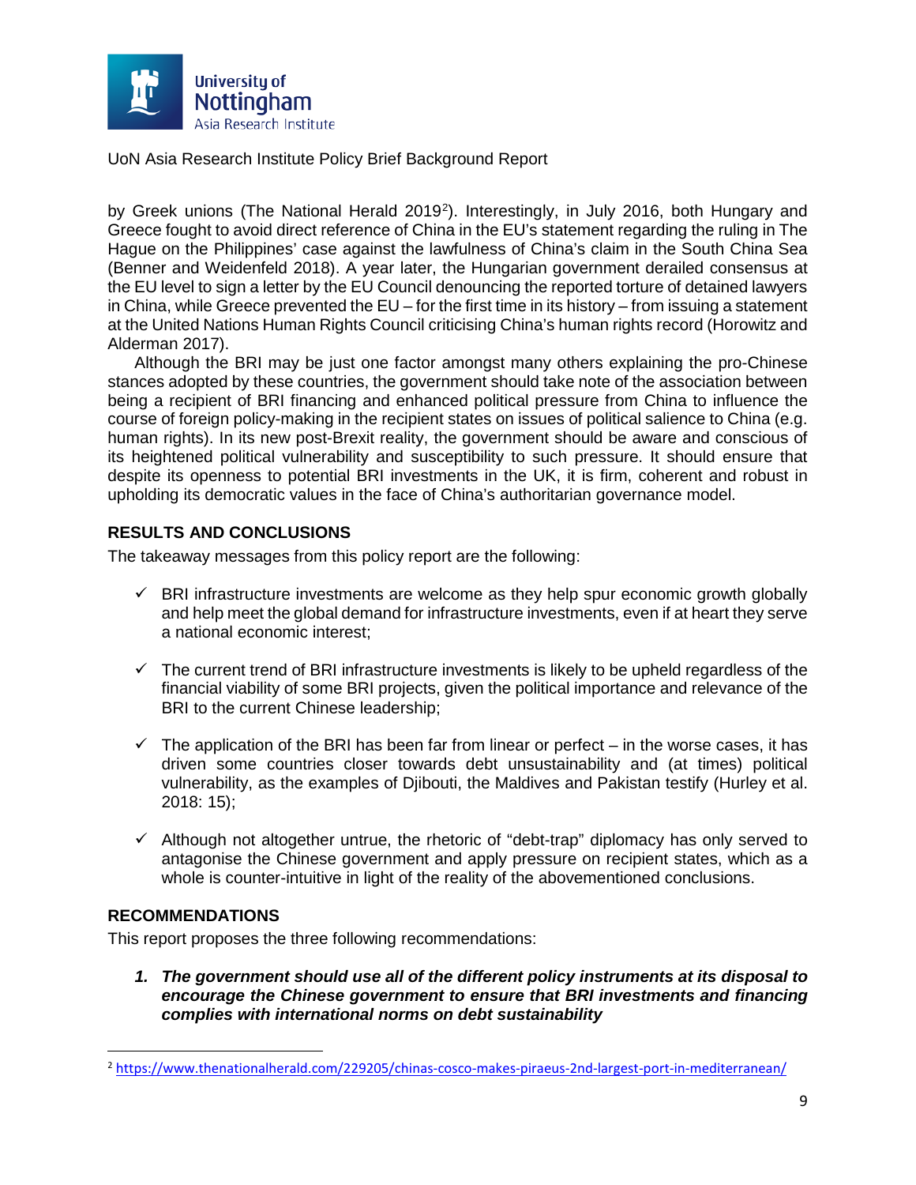by Greek unions (The National Herald 2019[2]). Interestingly, in July 2016, both Hungary and Greece fought to avoid direct reference of China in the EU's statement regarding the ruling in The Hague on the Philippines' case against the lawfulness of China's claim in the South China Sea (Benner and Weidenfeld 2018). A year later, the Hungarian government derailed consensus at the EU level to sign a letter by the EU Council denouncing the reported torture of detained lawyers in China, while Greece prevented the EU – for the first time in its history – from issuing a statement at the United Nations Human Rights Council criticising China's human rights record (Horowitz and Alderman 2017).

Although the BRI may be just one factor amongst many others explaining the pro-Chinese stances adopted by these countries, the government should take note of the association between being a recipient of BRI financing and enhanced political pressure from China to influence the course of foreign policy-making in the recipient states on issues of political salience to China (e.g. human rights). In its new post-Brexit reality, the government should be aware and conscious of its heightened political vulnerability and susceptibility to such pressure. It should ensure that despite its openness to potential BRI investments in the UK, it is firm, coherent and robust in upholding its democratic values in the face of China's authoritarian governance model.

## RESULTS AND CONCLUSIONS

The takeaway messages from this policy report are the following:

- ✓ BRI infrastructure investments are welcome as they help spur economic growth globally and help meet the global demand for infrastructure investments, even if at heart they serve a national economic interest;

- ✓ The current trend of BRI infrastructure investments is likely to be upheld regardless of the financial viability of some BRI projects, given the political importance and relevance of the BRI to the current Chinese leadership;

- ✓ The application of the BRI has been far from linear or perfect – in the worse cases, it has driven some countries closer towards debt unsustainability and (at times) political vulnerability, as the examples of Djibouti, the Maldives and Pakistan testify (Hurley et al. 2018: 15);

- ✓ Although not altogether untrue, the rhetoric of "debt-trap" diplomacy has only served to antagonise the Chinese government and apply pressure on recipient states, which as a whole is counter-intuitive in light of the reality of the abovementioned conclusions.

## RECOMMENDATIONS

This report proposes the three following recommendations:

1. ***The government should use all of the different policy instruments at its disposal to encourage the Chinese government to ensure that BRI investments and financing complies with international norms on debt sustainability***

---

[2] https://www.thenationalherald.com/229205/chinas-cosco-makes-piraeus-2nd-largest-port-in-mediterranean/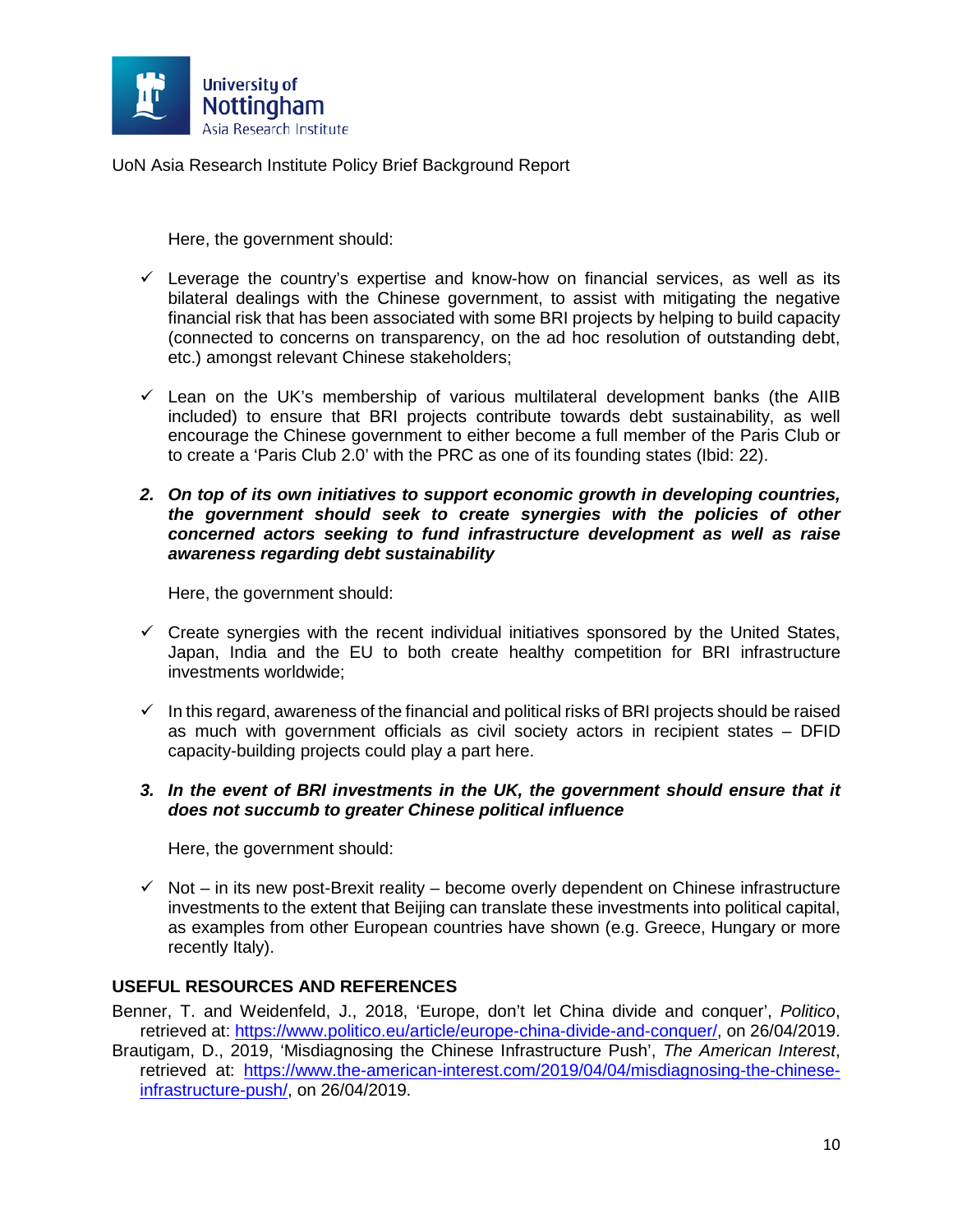Here, the government should:

- ✓ Leverage the country's expertise and know-how on financial services, as well as its bilateral dealings with the Chinese government, to assist with mitigating the negative financial risk that has been associated with some BRI projects by helping to build capacity (connected to concerns on transparency, on the ad hoc resolution of outstanding debt, etc.) amongst relevant Chinese stakeholders;

- ✓ Lean on the UK's membership of various multilateral development banks (the AIIB included) to ensure that BRI projects contribute towards debt sustainability, as well encourage the Chinese government to either become a full member of the Paris Club or to create a 'Paris Club 2.0' with the PRC as one of its founding states (Ibid: 22).

2. ***On top of its own initiatives to support economic growth in developing countries, the government should seek to create synergies with the policies of other concerned actors seeking to fund infrastructure development as well as raise awareness regarding debt sustainability***

Here, the government should:

- ✓ Create synergies with the recent individual initiatives sponsored by the United States, Japan, India and the EU to both create healthy competition for BRI infrastructure investments worldwide;

- ✓ In this regard, awareness of the financial and political risks of BRI projects should be raised as much with government officials as civil society actors in recipient states – DFID capacity-building projects could play a part here.

3. ***In the event of BRI investments in the UK, the government should ensure that it does not succumb to greater Chinese political influence***

Here, the government should:

- ✓ Not – in its new post-Brexit reality – become overly dependent on Chinese infrastructure investments to the extent that Beijing can translate these investments into political capital, as examples from other European countries have shown (e.g. Greece, Hungary or more recently Italy).

## USEFUL RESOURCES AND REFERENCES

Benner, T. and Weidenfeld, J., 2018, 'Europe, don't let China divide and conquer', *Politico*, retrieved at: https://www.politico.eu/article/europe-china-divide-and-conquer/, on 26/04/2019.

Brautigam, D., 2019, 'Misdiagnosing the Chinese Infrastructure Push', *The American Interest*, retrieved at: https://www.the-american-interest.com/2019/04/04/misdiagnosing-the-chinese-infrastructure-push/, on 26/04/2019.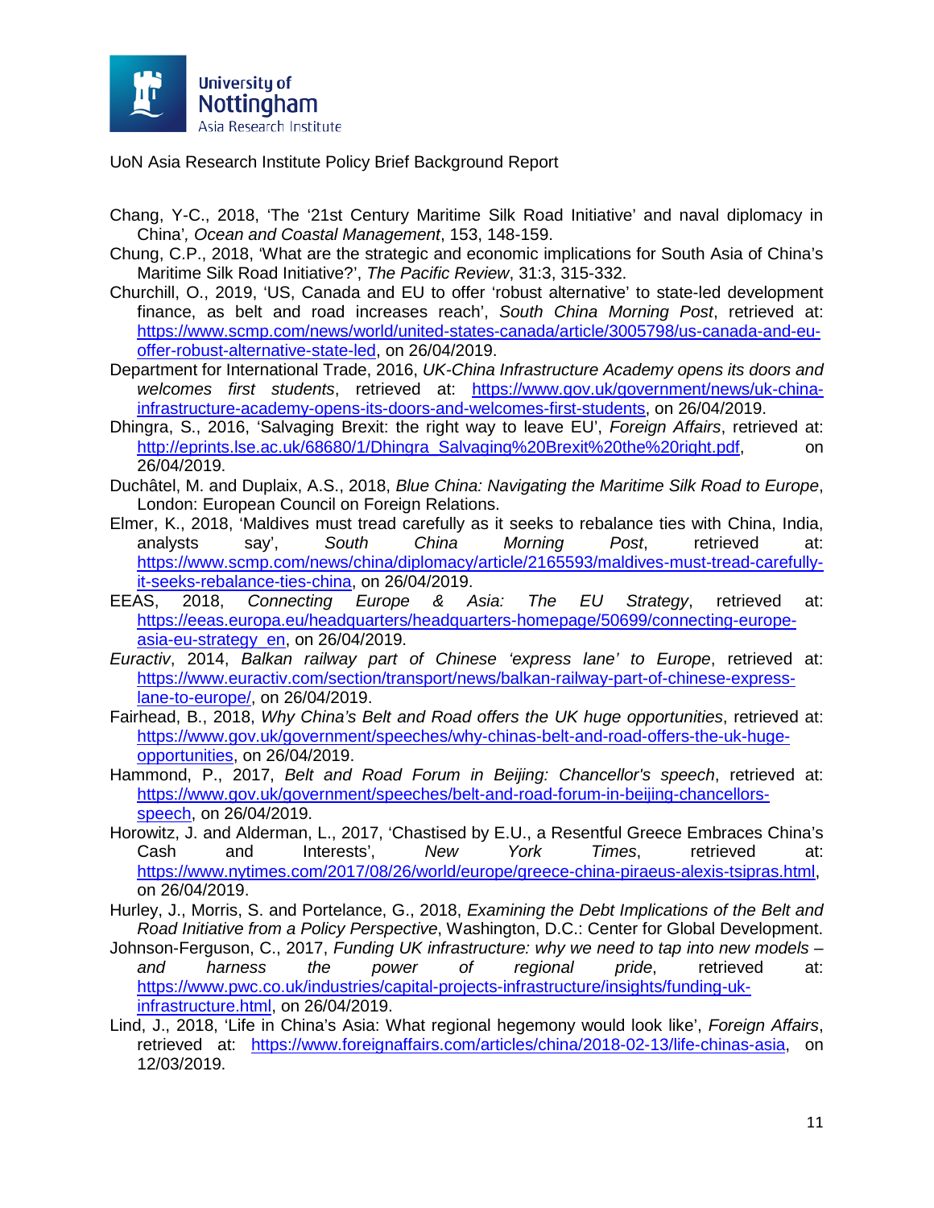Chang, Y-C., 2018, 'The '21st Century Maritime Silk Road Initiative' and naval diplomacy in China', *Ocean and Coastal Management*, 153, 148-159.

Chung, C.P., 2018, 'What are the strategic and economic implications for South Asia of China's Maritime Silk Road Initiative?', *The Pacific Review*, 31:3, 315-332.

Churchill, O., 2019, 'US, Canada and EU to offer 'robust alternative' to state-led development finance, as belt and road increases reach', *South China Morning Post*, retrieved at: https://www.scmp.com/news/world/united-states-canada/article/3005798/us-canada-and-eu-offer-robust-alternative-state-led, on 26/04/2019.

Department for International Trade, 2016, *UK-China Infrastructure Academy opens its doors and welcomes first students*, retrieved at: https://www.gov.uk/government/news/uk-china-infrastructure-academy-opens-its-doors-and-welcomes-first-students, on 26/04/2019.

Dhingra, S., 2016, 'Salvaging Brexit: the right way to leave EU', *Foreign Affairs*, retrieved at: http://eprints.lse.ac.uk/68680/1/Dhingra_Salvaging%20Brexit%20the%20right.pdf, on 26/04/2019.

Duchâtel, M. and Duplaix, A.S., 2018, *Blue China: Navigating the Maritime Silk Road to Europe*, London: European Council on Foreign Relations.

Elmer, K., 2018, 'Maldives must tread carefully as it seeks to rebalance ties with China, India, analysts say', *South China Morning Post*, retrieved at: https://www.scmp.com/news/china/diplomacy/article/2165593/maldives-must-tread-carefully-it-seeks-rebalance-ties-china, on 26/04/2019.

EEAS, 2018, *Connecting Europe & Asia: The EU Strategy*, retrieved at: https://eeas.europa.eu/headquarters/headquarters-homepage/50699/connecting-europe-asia-eu-strategy_en, on 26/04/2019.

*Euractiv*, 2014, *Balkan railway part of Chinese 'express lane' to Europe*, retrieved at: https://www.euractiv.com/section/transport/news/balkan-railway-part-of-chinese-express-lane-to-europe/, on 26/04/2019.

Fairhead, B., 2018, *Why China's Belt and Road offers the UK huge opportunities*, retrieved at: https://www.gov.uk/government/speeches/why-chinas-belt-and-road-offers-the-uk-huge-opportunities, on 26/04/2019.

Hammond, P., 2017, *Belt and Road Forum in Beijing: Chancellor's speech*, retrieved at: https://www.gov.uk/government/speeches/belt-and-road-forum-in-beijing-chancellors-speech, on 26/04/2019.

Horowitz, J. and Alderman, L., 2017, 'Chastised by E.U., a Resentful Greece Embraces China's Cash and Interests', *New York Times*, retrieved at: https://www.nytimes.com/2017/08/26/world/europe/greece-china-piraeus-alexis-tsipras.html, on 26/04/2019.

Hurley, J., Morris, S. and Portelance, G., 2018, *Examining the Debt Implications of the Belt and Road Initiative from a Policy Perspective*, Washington, D.C.: Center for Global Development.

Johnson-Ferguson, C., 2017, *Funding UK infrastructure: why we need to tap into new models – and harness the power of regional pride*, retrieved at: https://www.pwc.co.uk/industries/capital-projects-infrastructure/insights/funding-uk-infrastructure.html, on 26/04/2019.

Lind, J., 2018, 'Life in China's Asia: What regional hegemony would look like', *Foreign Affairs*, retrieved at: https://www.foreignaffairs.com/articles/china/2018-02-13/life-chinas-asia, on 12/03/2019.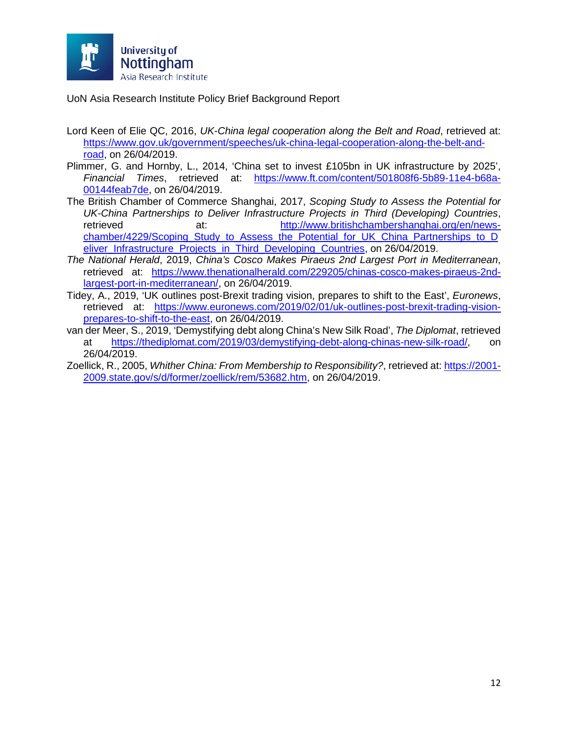Lord Keen of Elie QC, 2016, *UK-China legal cooperation along the Belt and Road*, retrieved at: https://www.gov.uk/government/speeches/uk-china-legal-cooperation-along-the-belt-and-road, on 26/04/2019.

Plimmer, G. and Hornby, L., 2014, 'China set to invest £105bn in UK infrastructure by 2025', *Financial Times*, retrieved at: https://www.ft.com/content/501808f6-5b89-11e4-b68a-00144feab7de, on 26/04/2019.

The British Chamber of Commerce Shanghai, 2017, *Scoping Study to Assess the Potential for UK-China Partnerships to Deliver Infrastructure Projects in Third (Developing) Countries*, retrieved at: http://www.britishchambershanghai.org/en/news-chamber/4229/Scoping_Study_to_Assess_the_Potential_for_UK_China_Partnerships_to_Deliver_Infrastructure_Projects_in_Third_Developing_Countries, on 26/04/2019.

*The National Herald*, 2019, *China's Cosco Makes Piraeus 2nd Largest Port in Mediterranean*, retrieved at: https://www.thenationalherald.com/229205/chinas-cosco-makes-piraeus-2nd-largest-port-in-mediterranean/, on 26/04/2019.

Tidey, A., 2019, 'UK outlines post-Brexit trading vision, prepares to shift to the East', *Euronews*, retrieved at: https://www.euronews.com/2019/02/01/uk-outlines-post-brexit-trading-vision-prepares-to-shift-to-the-east, on 26/04/2019.

van der Meer, S., 2019, 'Demystifying debt along China's New Silk Road', *The Diplomat*, retrieved at https://thediplomat.com/2019/03/demystifying-debt-along-chinas-new-silk-road/, on 26/04/2019.

Zoellick, R., 2005, *Whither China: From Membership to Responsibility?*, retrieved at: https://2001-2009.state.gov/s/d/former/zoellick/rem/53682.htm, on 26/04/2019.